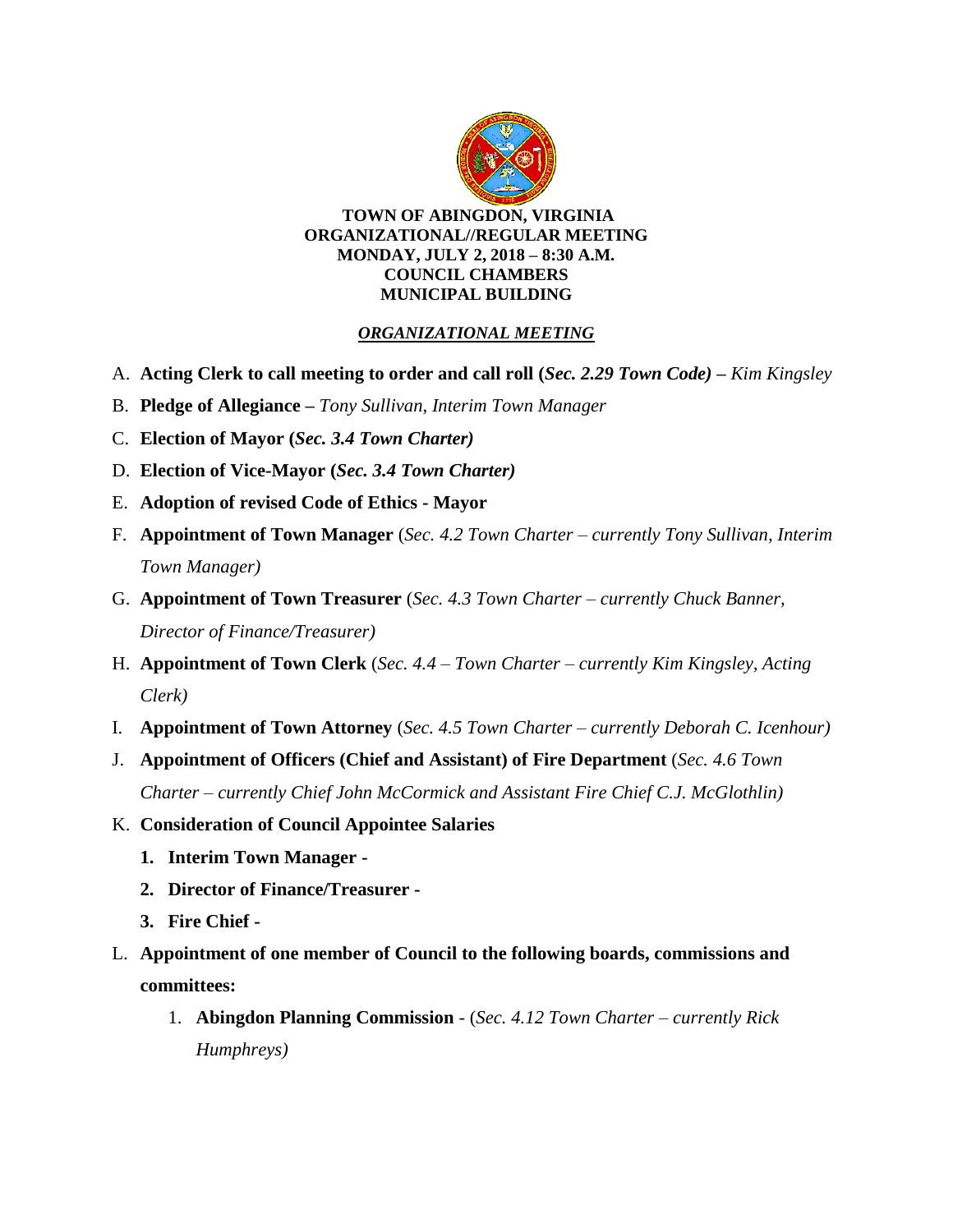**TOWN OF ABINGDON, VIRGINIA**
**ORGANIZATIONAL//REGULAR MEETING**
**MONDAY, JULY 2, 2018 – 8:30 A.M.**
**COUNCIL CHAMBERS**
**MUNICIPAL BUILDING**

***ORGANIZATIONAL MEETING***

A. **Acting Clerk to call meeting to order and call roll (*Sec. 2.29 Town Code*) –** *Kim Kingsley*

B. **Pledge of Allegiance –** *Tony Sullivan, Interim Town Manager*

C. **Election of Mayor (*Sec. 3.4 Town Charter*)**

D. **Election of Vice-Mayor (*Sec. 3.4 Town Charter*)**

E. **Adoption of revised Code of Ethics - Mayor**

F. **Appointment of Town Manager** (*Sec. 4.2 Town Charter – currently Tony Sullivan, Interim Town Manager)*

G. **Appointment of Town Treasurer** (*Sec. 4.3 Town Charter – currently Chuck Banner, Director of Finance/Treasurer)*

H. **Appointment of Town Clerk** (*Sec. 4.4 – Town Charter – currently Kim Kingsley, Acting Clerk)*

I. **Appointment of Town Attorney** (*Sec. 4.5 Town Charter – currently Deborah C. Icenhour)*

J. **Appointment of Officers (Chief and Assistant) of Fire Department** (*Sec. 4.6 Town Charter – currently Chief John McCormick and Assistant Fire Chief C.J. McGlothlin)*

K. **Consideration of Council Appointee Salaries**

   1. **Interim Town Manager -**
   2. **Director of Finance/Treasurer -**
   3. **Fire Chief -**

L. **Appointment of one member of Council to the following boards, commissions and committees:**

   1. **Abingdon Planning Commission** - (*Sec. 4.12 Town Charter – currently Rick Humphreys)*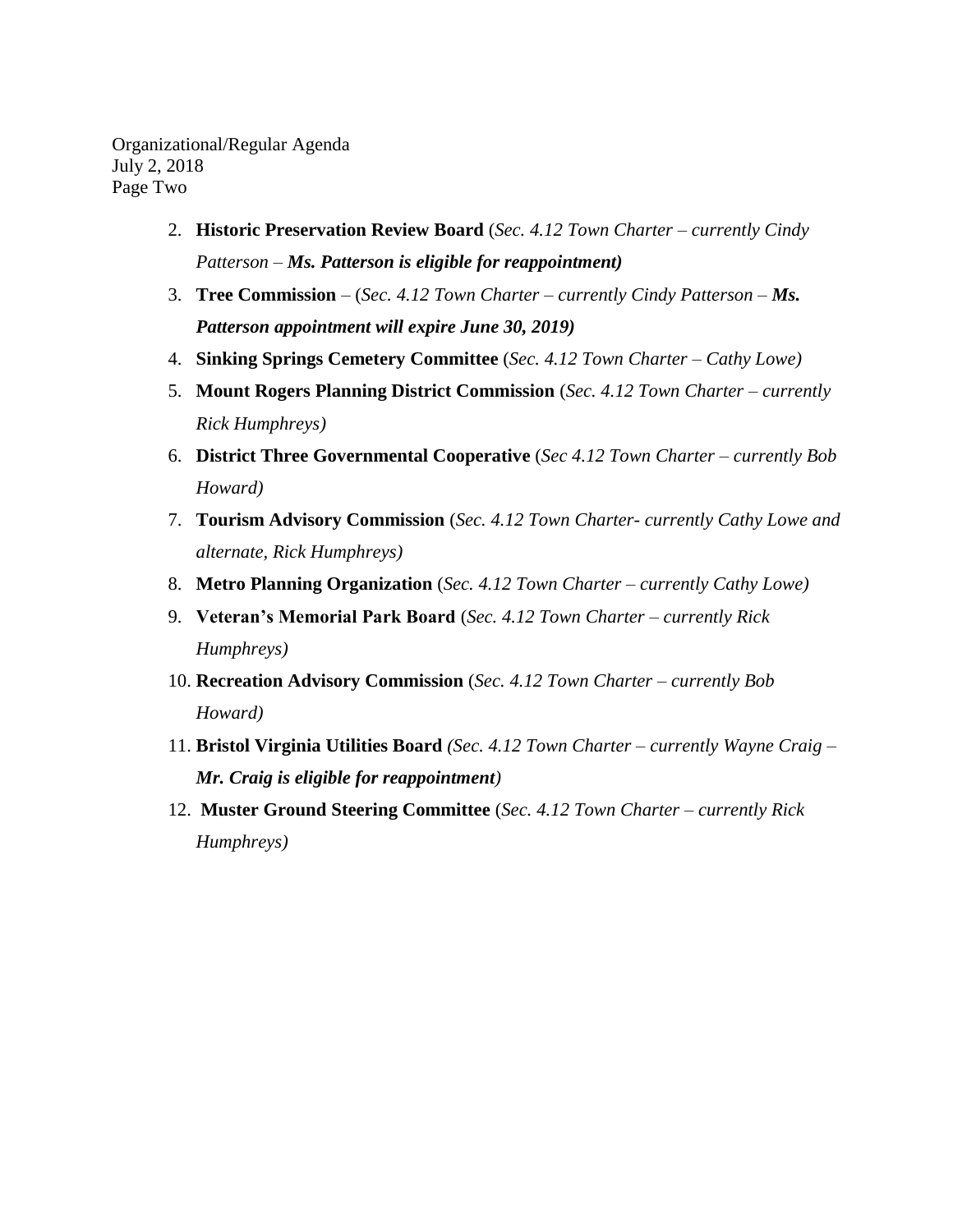2. **Historic Preservation Review Board** (*Sec. 4.12 Town Charter – currently Cindy Patterson –* ***Ms. Patterson is eligible for reappointment)***
3. **Tree Commission** – (*Sec. 4.12 Town Charter – currently Cindy Patterson –* ***Ms. Patterson appointment will expire June 30, 2019)***
4. **Sinking Springs Cemetery Committee** (*Sec. 4.12 Town Charter – Cathy Lowe)*
5. **Mount Rogers Planning District Commission** (*Sec. 4.12 Town Charter – currently Rick Humphreys)*
6. **District Three Governmental Cooperative** (*Sec 4.12 Town Charter – currently Bob Howard)*
7. **Tourism Advisory Commission** (*Sec. 4.12 Town Charter- currently Cathy Lowe and alternate, Rick Humphreys)*
8. **Metro Planning Organization** (*Sec. 4.12 Town Charter – currently Cathy Lowe)*
9. **Veteran's Memorial Park Board** (*Sec. 4.12 Town Charter – currently Rick Humphreys)*
10. **Recreation Advisory Commission** (*Sec. 4.12 Town Charter – currently Bob Howard)*
11. **Bristol Virginia Utilities Board** *(Sec. 4.12 Town Charter – currently Wayne Craig –* ***Mr. Craig is eligible for reappointment****)*
12. **Muster Ground Steering Committee** (*Sec. 4.12 Town Charter – currently Rick Humphreys)*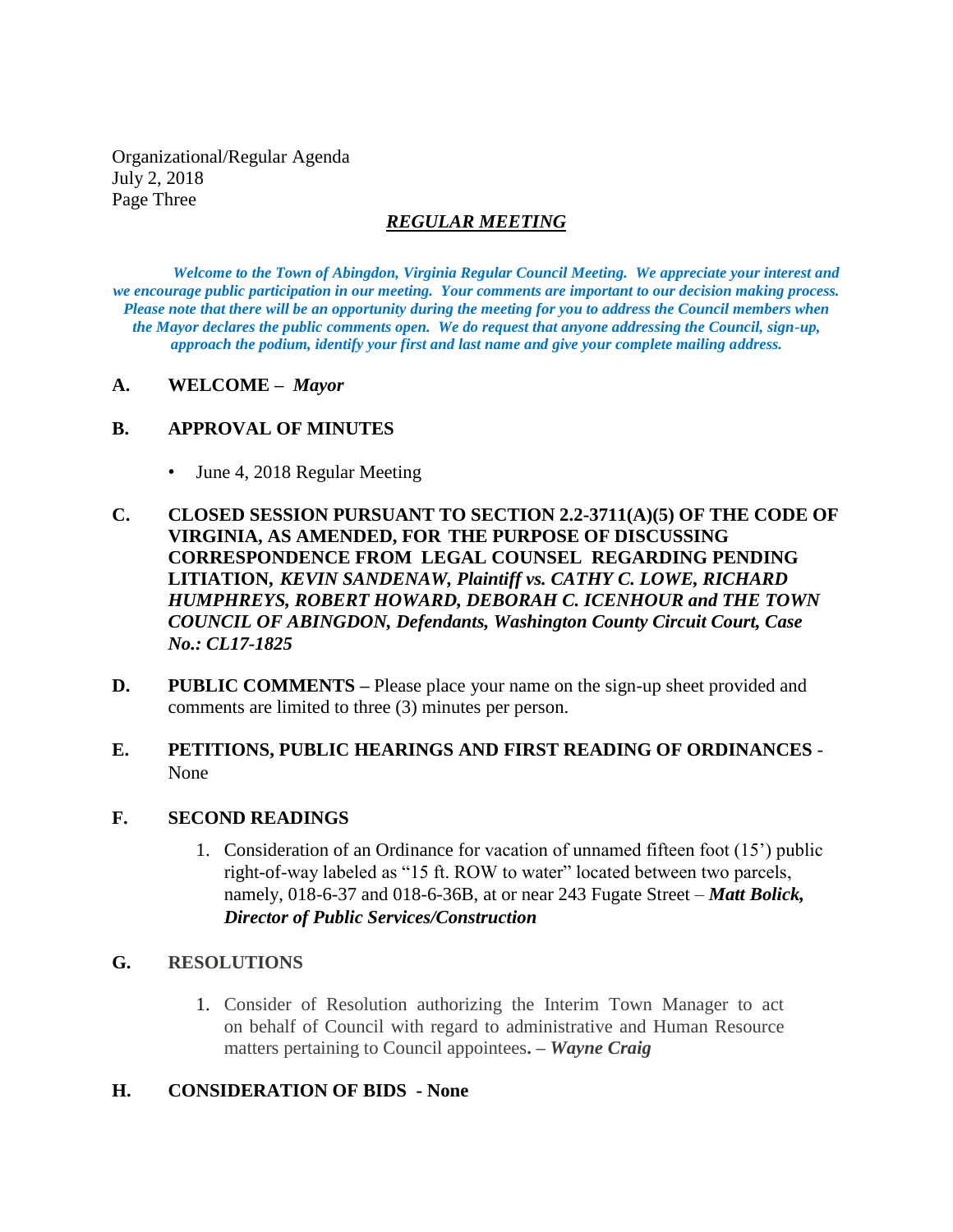Organizational/Regular Agenda
July 2, 2018
Page Three

## ***REGULAR MEETING***

***Welcome to the Town of Abingdon, Virginia Regular Council Meeting. We appreciate your interest and we encourage public participation in our meeting. Your comments are important to our decision making process. Please note that there will be an opportunity during the meeting for you to address the Council members when the Mayor declares the public comments open. We do request that anyone addressing the Council, sign-up, approach the podium, identify your first and last name and give your complete mailing address.***

**A. WELCOME –** ***Mayor***

**B. APPROVAL OF MINUTES**

- June 4, 2018 Regular Meeting

**C. CLOSED SESSION PURSUANT TO SECTION 2.2-3711(A)(5) OF THE CODE OF VIRGINIA, AS AMENDED, FOR THE PURPOSE OF DISCUSSING CORRESPONDENCE FROM LEGAL COUNSEL REGARDING PENDING LITIATION,** ***KEVIN SANDENAW, Plaintiff vs. CATHY C. LOWE, RICHARD HUMPHREYS, ROBERT HOWARD, DEBORAH C. ICENHOUR and THE TOWN COUNCIL OF ABINGDON, Defendants, Washington County Circuit Court, Case No.: CL17-1825***

**D. PUBLIC COMMENTS –** Please place your name on the sign-up sheet provided and comments are limited to three (3) minutes per person.

**E. PETITIONS, PUBLIC HEARINGS AND FIRST READING OF ORDINANCES** - None

**F. SECOND READINGS**

1. Consideration of an Ordinance for vacation of unnamed fifteen foot (15') public right-of-way labeled as "15 ft. ROW to water" located between two parcels, namely, 018-6-37 and 018-6-36B, at or near 243 Fugate Street – ***Matt Bolick, Director of Public Services/Construction***

**G. RESOLUTIONS**

1. Consider of Resolution authorizing the Interim Town Manager to act on behalf of Council with regard to administrative and Human Resource matters pertaining to Council appointees**.** – ***Wayne Craig***

**H. CONSIDERATION OF BIDS - None**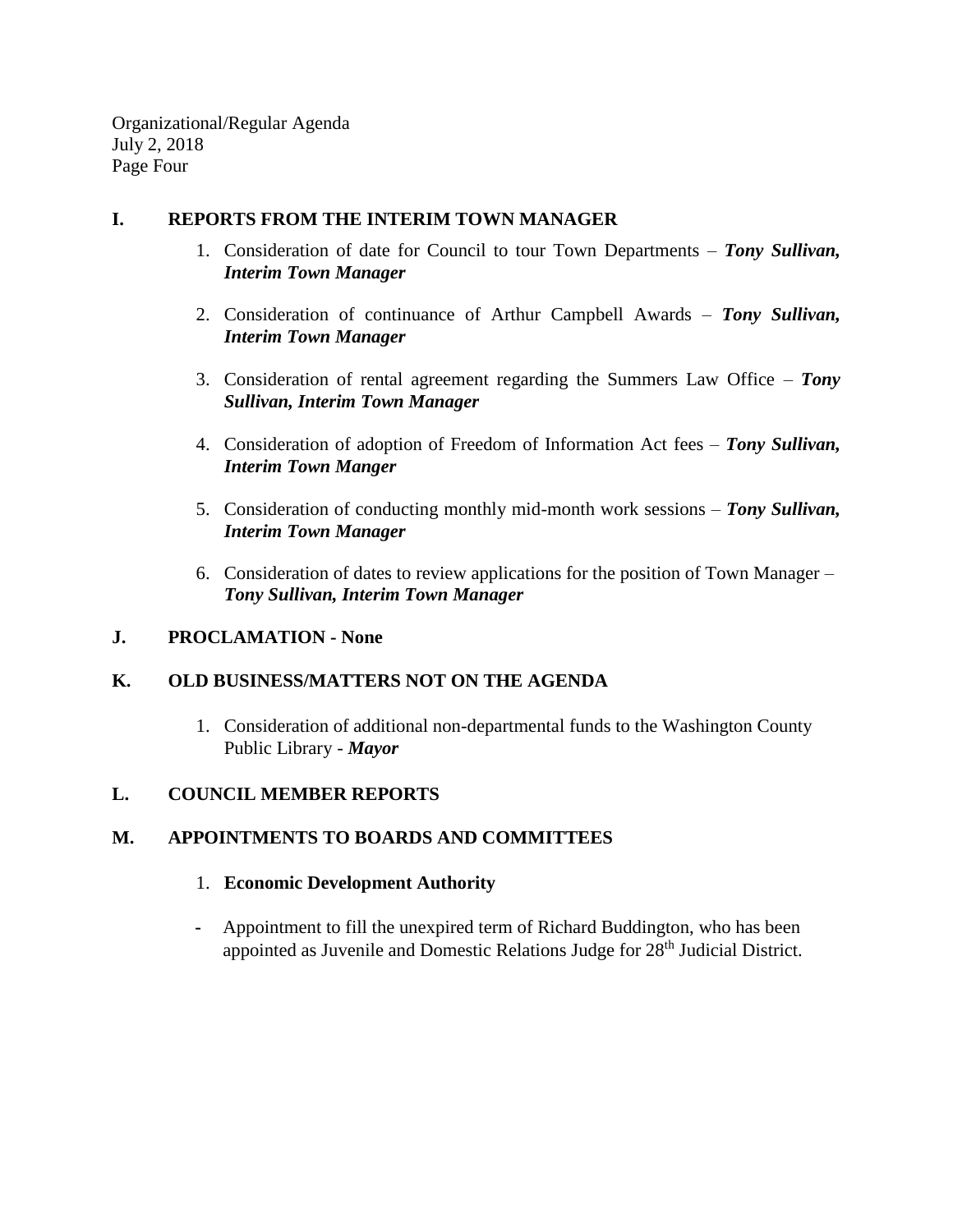## I. REPORTS FROM THE INTERIM TOWN MANAGER

1. Consideration of date for Council to tour Town Departments – ***Tony Sullivan, Interim Town Manager***

2. Consideration of continuance of Arthur Campbell Awards – ***Tony Sullivan, Interim Town Manager***

3. Consideration of rental agreement regarding the Summers Law Office – ***Tony Sullivan, Interim Town Manager***

4. Consideration of adoption of Freedom of Information Act fees – ***Tony Sullivan, Interim Town Manger***

5. Consideration of conducting monthly mid-month work sessions – ***Tony Sullivan, Interim Town Manager***

6. Consideration of dates to review applications for the position of Town Manager – ***Tony Sullivan, Interim Town Manager***

## J. PROCLAMATION - None

## K. OLD BUSINESS/MATTERS NOT ON THE AGENDA

1. Consideration of additional non-departmental funds to the Washington County Public Library - ***Mayor***

## L. COUNCIL MEMBER REPORTS

## M. APPOINTMENTS TO BOARDS AND COMMITTEES

1. **Economic Development Authority**

- Appointment to fill the unexpired term of Richard Buddington, who has been appointed as Juvenile and Domestic Relations Judge for 28th Judicial District.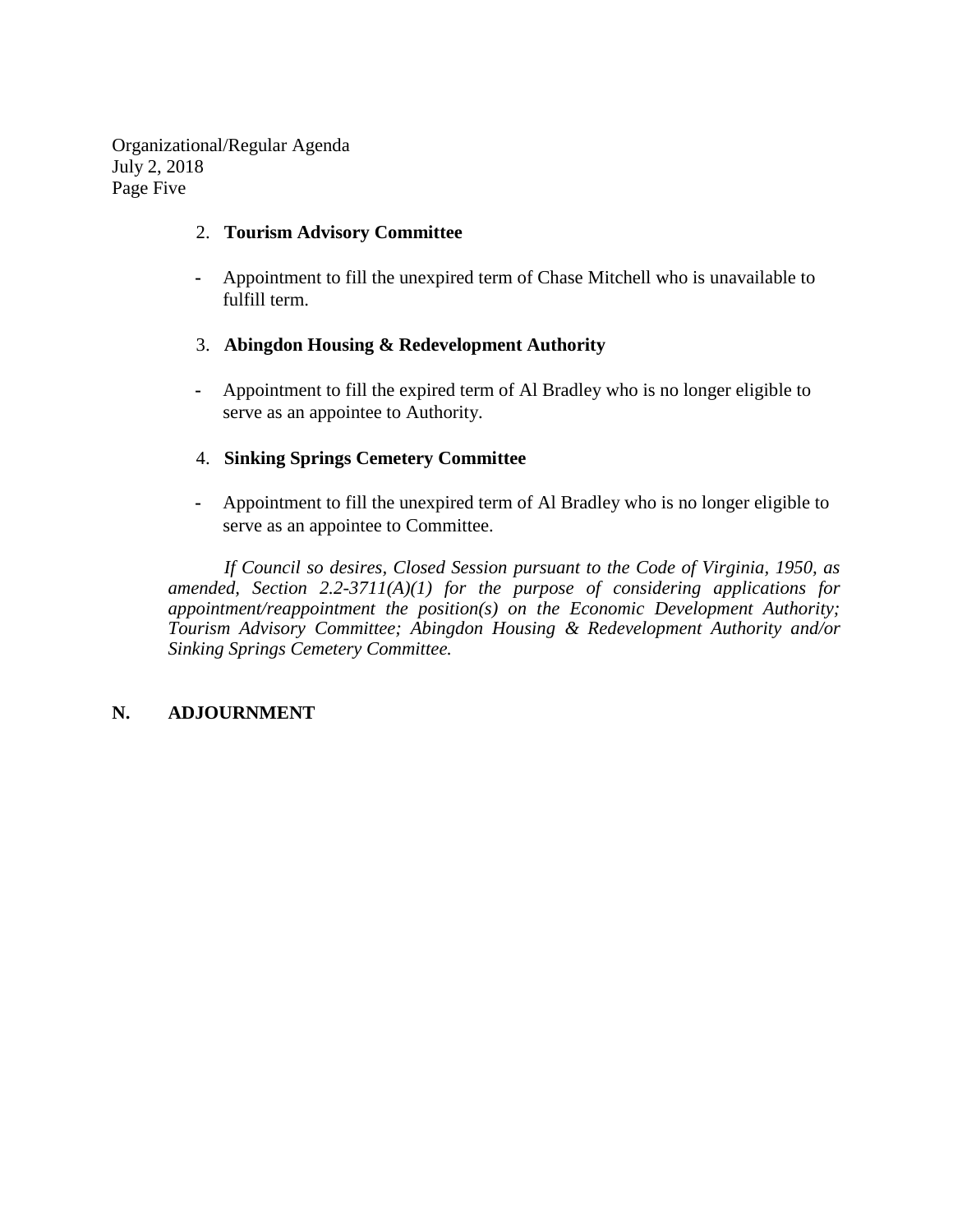2. **Tourism Advisory Committee**

- Appointment to fill the unexpired term of Chase Mitchell who is unavailable to fulfill term.

3. **Abingdon Housing & Redevelopment Authority**

- Appointment to fill the expired term of Al Bradley who is no longer eligible to serve as an appointee to Authority.

4. **Sinking Springs Cemetery Committee**

- Appointment to fill the unexpired term of Al Bradley who is no longer eligible to serve as an appointee to Committee.

*If Council so desires, Closed Session pursuant to the Code of Virginia, 1950, as amended, Section 2.2-3711(A)(1) for the purpose of considering applications for appointment/reappointment the position(s) on the Economic Development Authority; Tourism Advisory Committee; Abingdon Housing & Redevelopment Authority and/or Sinking Springs Cemetery Committee.*

## N. ADJOURNMENT